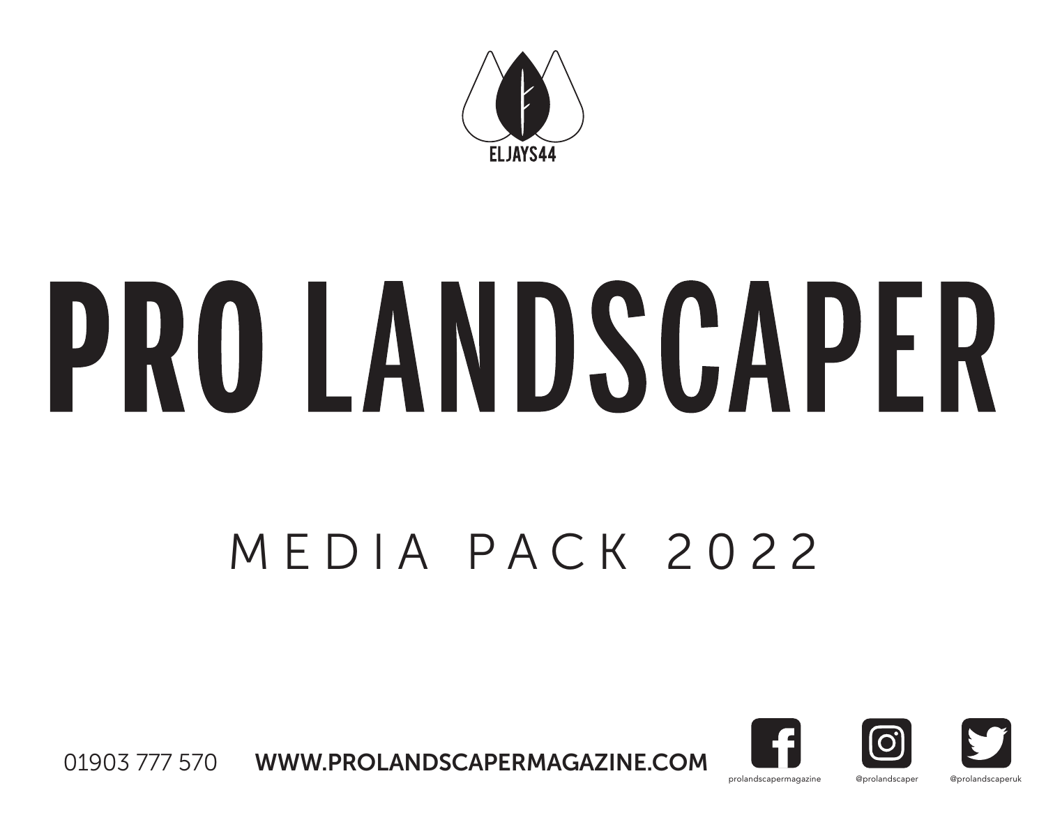ELJAYS44

# PRO LANDSCAPER

## MEDIA PACK 2022

01903 777 570 **WWW.PROLANDSCAPERMAGAZINE.COM**

prolandscapermagazine @prolandscaper @prolandscaperuk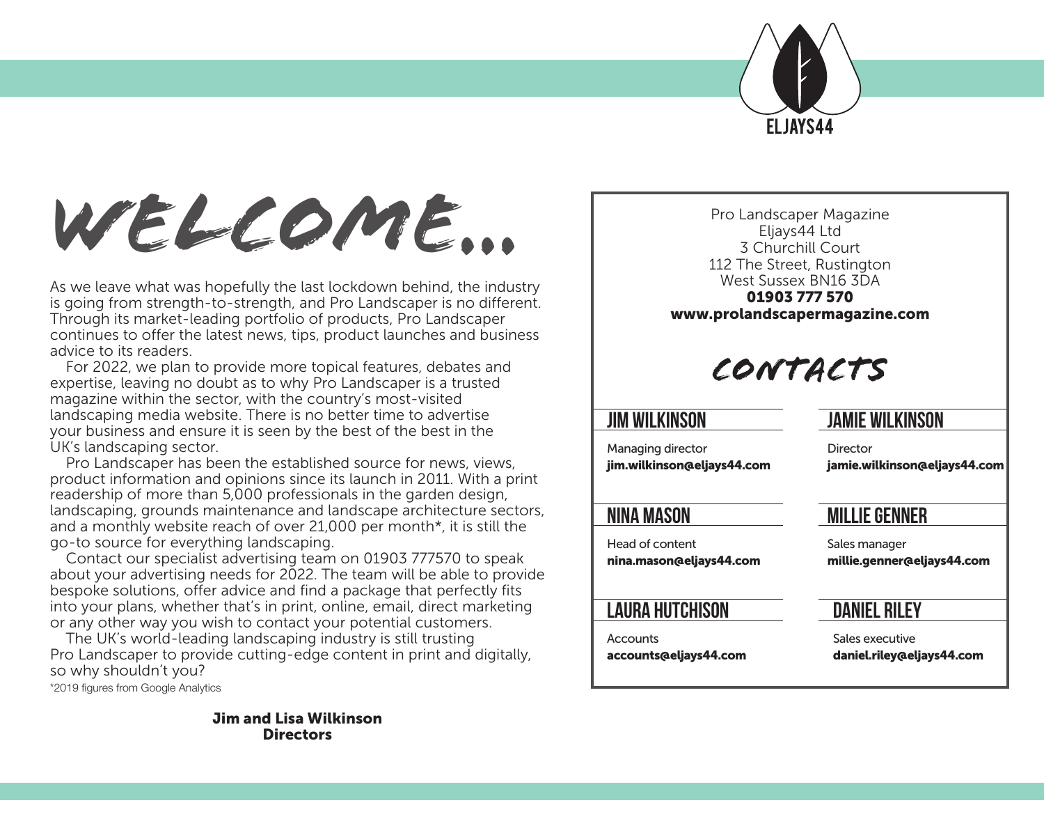ELJAYS44

# WELCOME...

As we leave what was hopefully the last lockdown behind, the industry is going from strength-to-strength, and Pro Landscaper is no different. Through its market-leading portfolio of products, Pro Landscaper continues to offer the latest news, tips, product launches and business advice to its readers.

For 2022, we plan to provide more topical features, debates and expertise, leaving no doubt as to why Pro Landscaper is a trusted magazine within the sector, with the country's most-visited landscaping media website. There is no better time to advertise your business and ensure it is seen by the best of the best in the UK's landscaping sector.

Pro Landscaper has been the established source for news, views, product information and opinions since its launch in 2011. With a print readership of more than 5,000 professionals in the garden design, landscaping, grounds maintenance and landscape architecture sectors, and a monthly website reach of over 21,000 per month*, it is still the go-to source for everything landscaping.

Contact our specialist advertising team on 01903 777570 to speak about your advertising needs for 2022. The team will be able to provide bespoke solutions, offer advice and find a package that perfectly fits into your plans, whether that's in print, online, email, direct marketing or any other way you wish to contact your potential customers.

The UK's world-leading landscaping industry is still trusting Pro Landscaper to provide cutting-edge content in print and digitally, so why shouldn't you?

*2019 figures from Google Analytics

**Jim and Lisa Wilkinson**
**Directors**

Pro Landscaper Magazine
Eljays44 Ltd
3 Churchill Court
112 The Street, Rustington
West Sussex BN16 3DA
**01903 777 570**
**www.prolandscapermagazine.com**

## CONTACTS

### JIM WILKINSON
Managing director
**jim.wilkinson@eljays44.com**

### JAMIE WILKINSON
Director
**jamie.wilkinson@eljays44.com**

### NINA MASON
Head of content
**nina.mason@eljays44.com**

### MILLIE GENNER
Sales manager
**millie.genner@eljays44.com**

### LAURA HUTCHISON
Accounts
**accounts@eljays44.com**

### DANIEL RILEY
Sales executive
**daniel.riley@eljays44.com**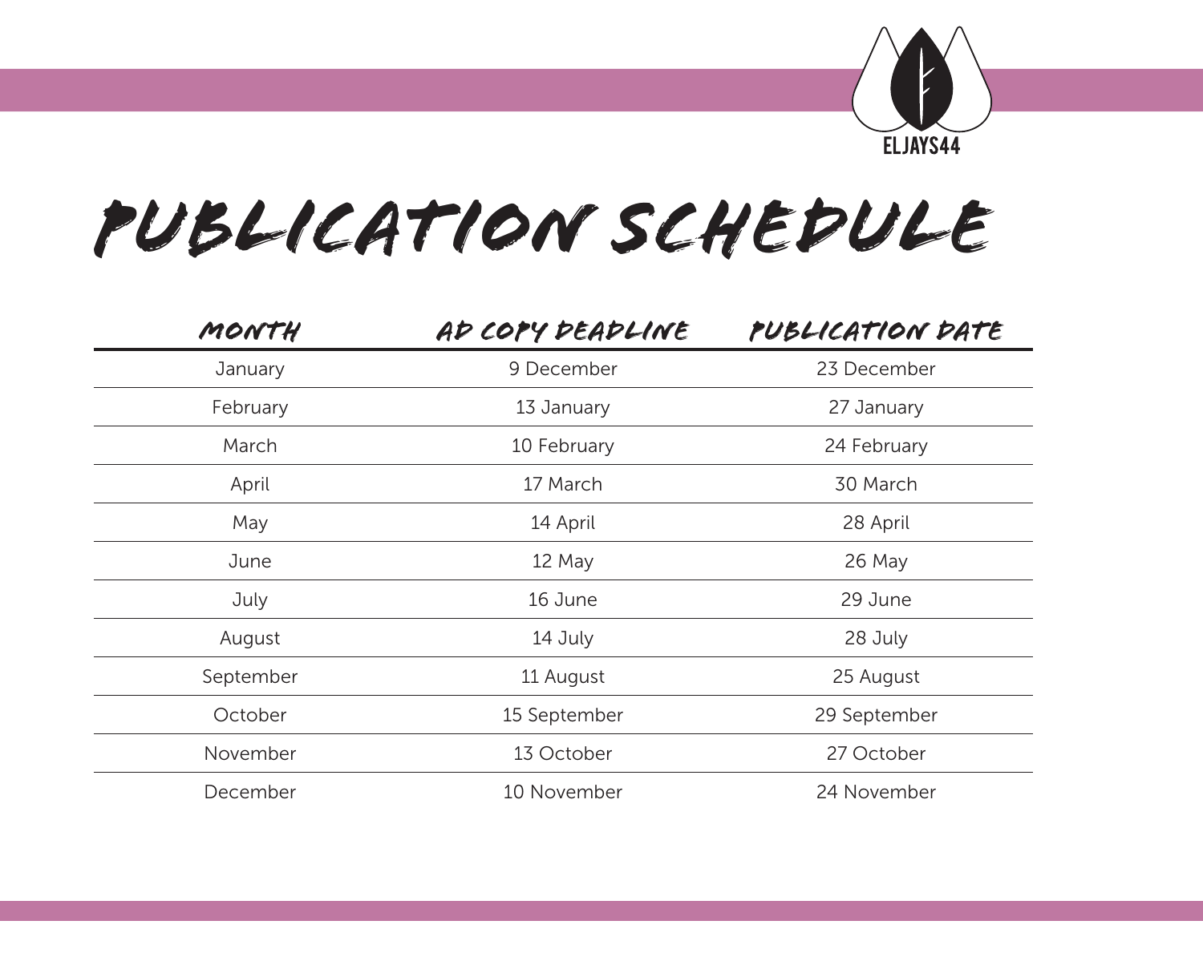ELJAYS44

# PUBLICATION SCHEDULE

| MONTH | AD COPY DEADLINE | PUBLICATION DATE |
|---|---|---|
| January | 9 December | 23 December |
| February | 13 January | 27 January |
| March | 10 February | 24 February |
| April | 17 March | 30 March |
| May | 14 April | 28 April |
| June | 12 May | 26 May |
| July | 16 June | 29 June |
| August | 14 July | 28 July |
| September | 11 August | 25 August |
| October | 15 September | 29 September |
| November | 13 October | 27 October |
| December | 10 November | 24 November |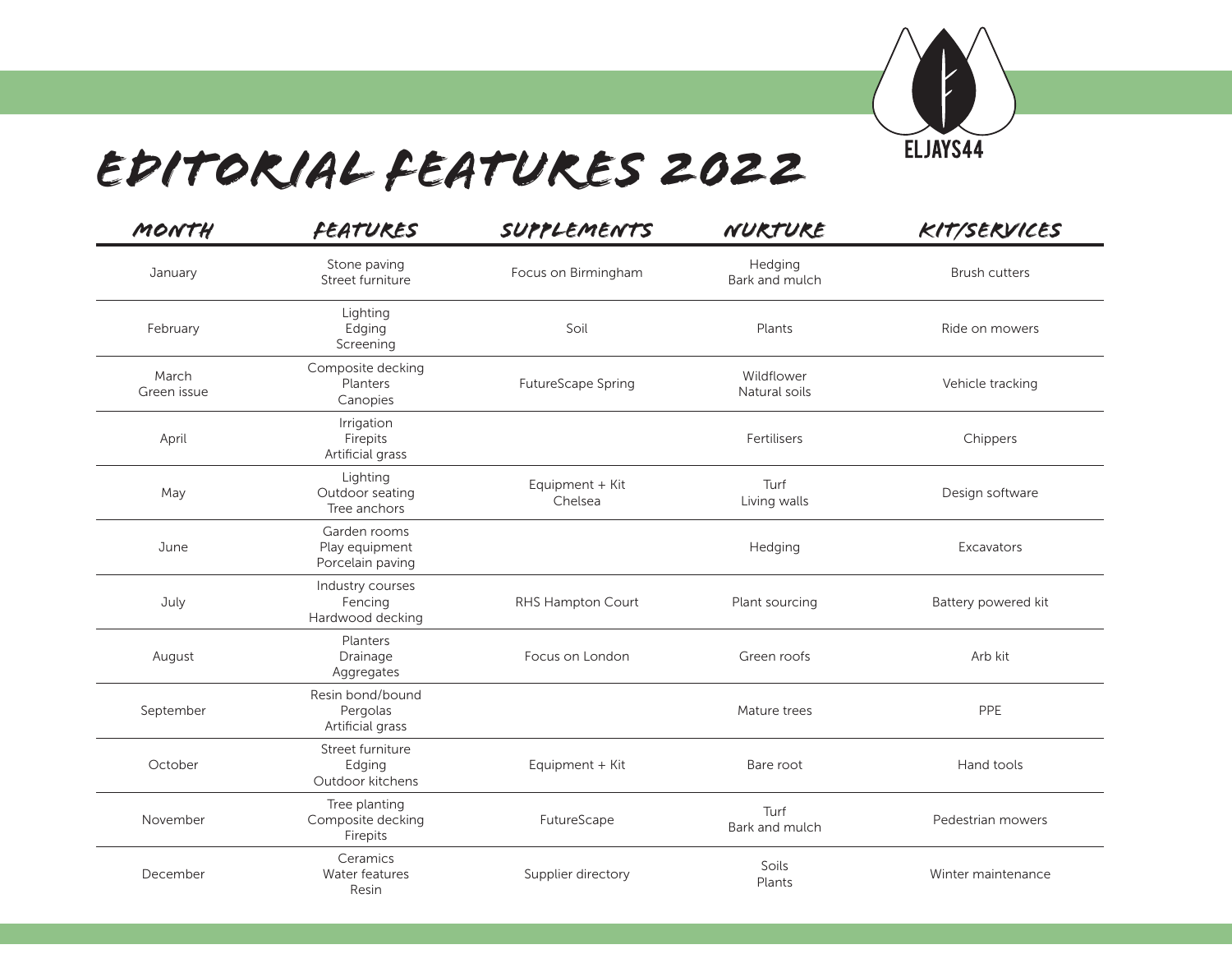ELJAYS44

# EDITORIAL FEATURES 2022

| MONTH | FEATURES | SUPPLEMENTS | NURTURE | KIT/SERVICES |
|---|---|---|---|---|
| January | Stone paving<br>Street furniture | Focus on Birmingham | Hedging<br>Bark and mulch | Brush cutters |
| February | Lighting<br>Edging<br>Screening | Soil | Plants | Ride on mowers |
| March<br>Green issue | Composite decking<br>Planters<br>Canopies | FutureScape Spring | Wildflower<br>Natural soils | Vehicle tracking |
| April | Irrigation<br>Firepits<br>Artificial grass | | Fertilisers | Chippers |
| May | Lighting<br>Outdoor seating<br>Tree anchors | Equipment + Kit<br>Chelsea | Turf<br>Living walls | Design software |
| June | Garden rooms<br>Play equipment<br>Porcelain paving | | Hedging | Excavators |
| July | Industry courses<br>Fencing<br>Hardwood decking | RHS Hampton Court | Plant sourcing | Battery powered kit |
| August | Planters<br>Drainage<br>Aggregates | Focus on London | Green roofs | Arb kit |
| September | Resin bond/bound<br>Pergolas<br>Artificial grass | | Mature trees | PPE |
| October | Street furniture<br>Edging<br>Outdoor kitchens | Equipment + Kit | Bare root | Hand tools |
| November | Tree planting<br>Composite decking<br>Firepits | FutureScape | Turf<br>Bark and mulch | Pedestrian mowers |
| December | Ceramics<br>Water features<br>Resin | Supplier directory | Soils<br>Plants | Winter maintenance |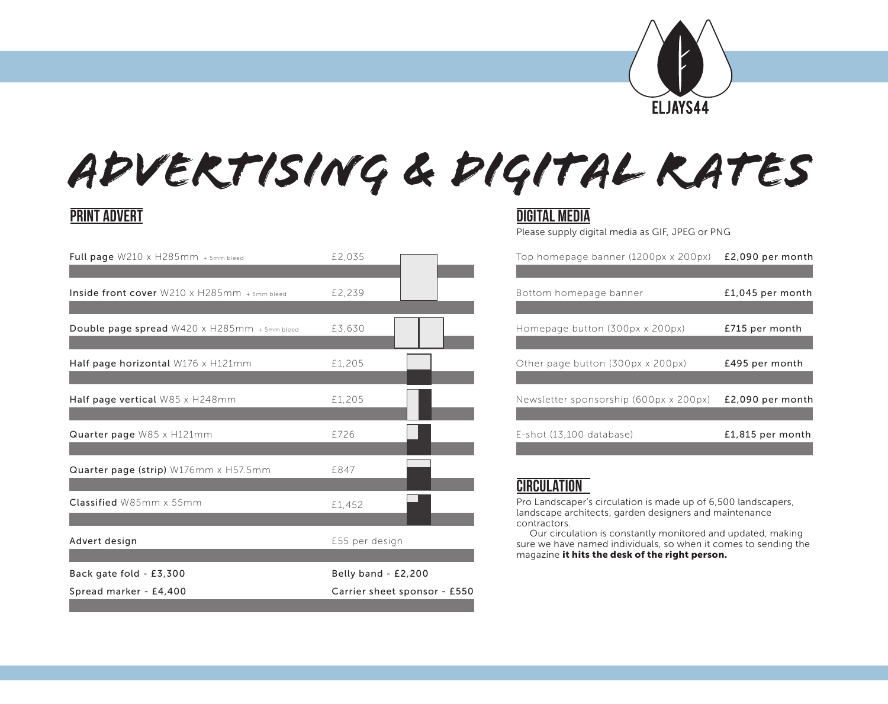ELJAYS44

# ADVERTISING & DIGITAL RATES

## PRINT ADVERT

| Item | Price |
|---|---|
| **Full page** W210 x H285mm + 5mm bleed | £2,035 |
| **Inside front cover** W210 x H285mm + 5mm bleed | £2,239 |
| **Double page spread** W420 x H285mm + 5mm bleed | £3,630 |
| **Half page horizontal** W176 x H121mm | £1,205 |
| **Half page vertical** W85 x H248mm | £1,205 |
| **Quarter page** W85 x H121mm | £726 |
| **Quarter page (strip)** W176mm x H57.5mm | £847 |
| **Classified** W85mm x 55mm | £1,452 |
| Advert design | £55 per design |

Back gate fold - £3,300

Belly band - £2,200

Spread marker - £4,400

Carrier sheet sponsor - £550

## DIGITAL MEDIA

Please supply digital media as GIF, JPEG or PNG

| Item | Price |
|---|---|
| Top homepage banner (1200px x 200px) | £2,090 per month |
| Bottom homepage banner | £1,045 per month |
| Homepage button (300px x 200px) | £715 per month |
| Other page button (300px x 200px) | £495 per month |
| Newsletter sponsorship (600px x 200px) | £2,090 per month |
| E-shot (13,100 database) | £1,815 per month |

## CIRCULATION

Pro Landscaper's circulation is made up of 6,500 landscapers, landscape architects, garden designers and maintenance contractors.

Our circulation is constantly monitored and updated, making sure we have named individuals, so when it comes to sending the magazine **it hits the desk of the right person.**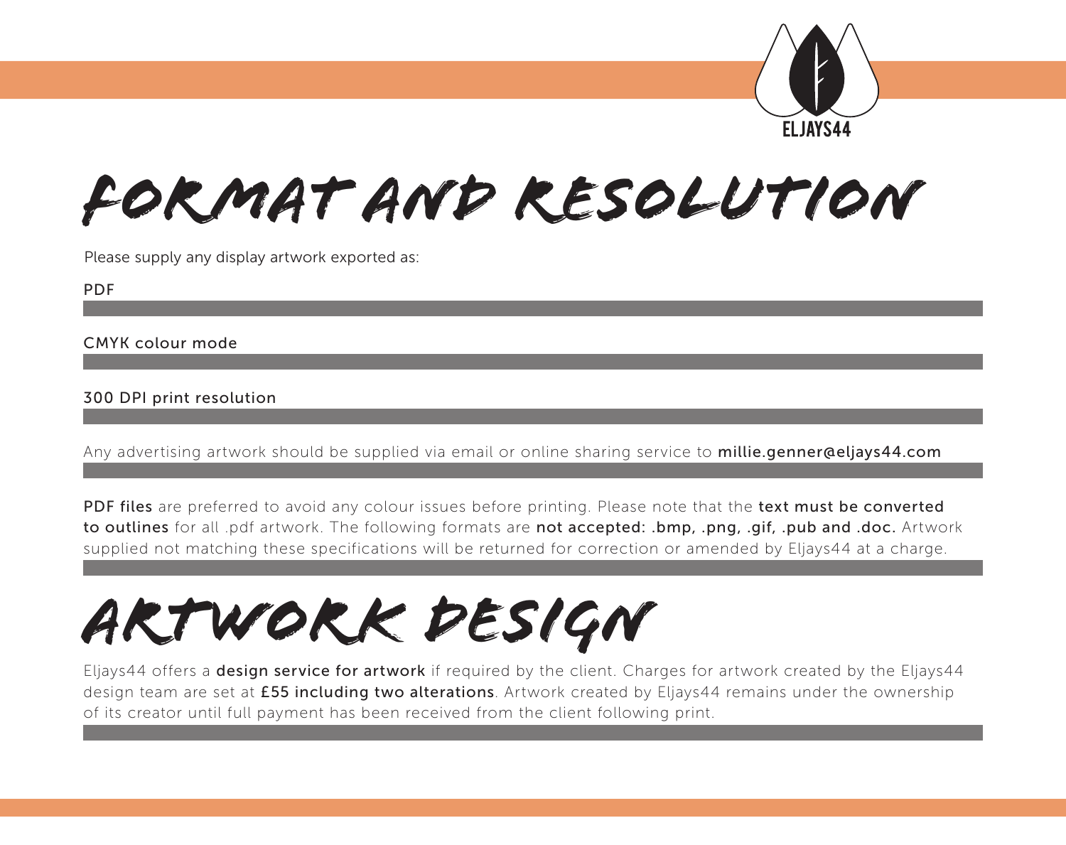# FORMAT AND RESOLUTION

Please supply any display artwork exported as:

PDF

CMYK colour mode

300 DPI print resolution

Any advertising artwork should be supplied via email or online sharing service to **millie.genner@eljays44.com**

**PDF files** are preferred to avoid any colour issues before printing. Please note that the **text must be converted to outlines** for all .pdf artwork. The following formats are **not accepted: .bmp, .png, .gif, .pub and .doc.** Artwork supplied not matching these specifications will be returned for correction or amended by Eljays44 at a charge.

# ARTWORK DESIGN

Eljays44 offers a **design service for artwork** if required by the client. Charges for artwork created by the Eljays44 design team are set at **£55 including two alterations**. Artwork created by Eljays44 remains under the ownership of its creator until full payment has been received from the client following print.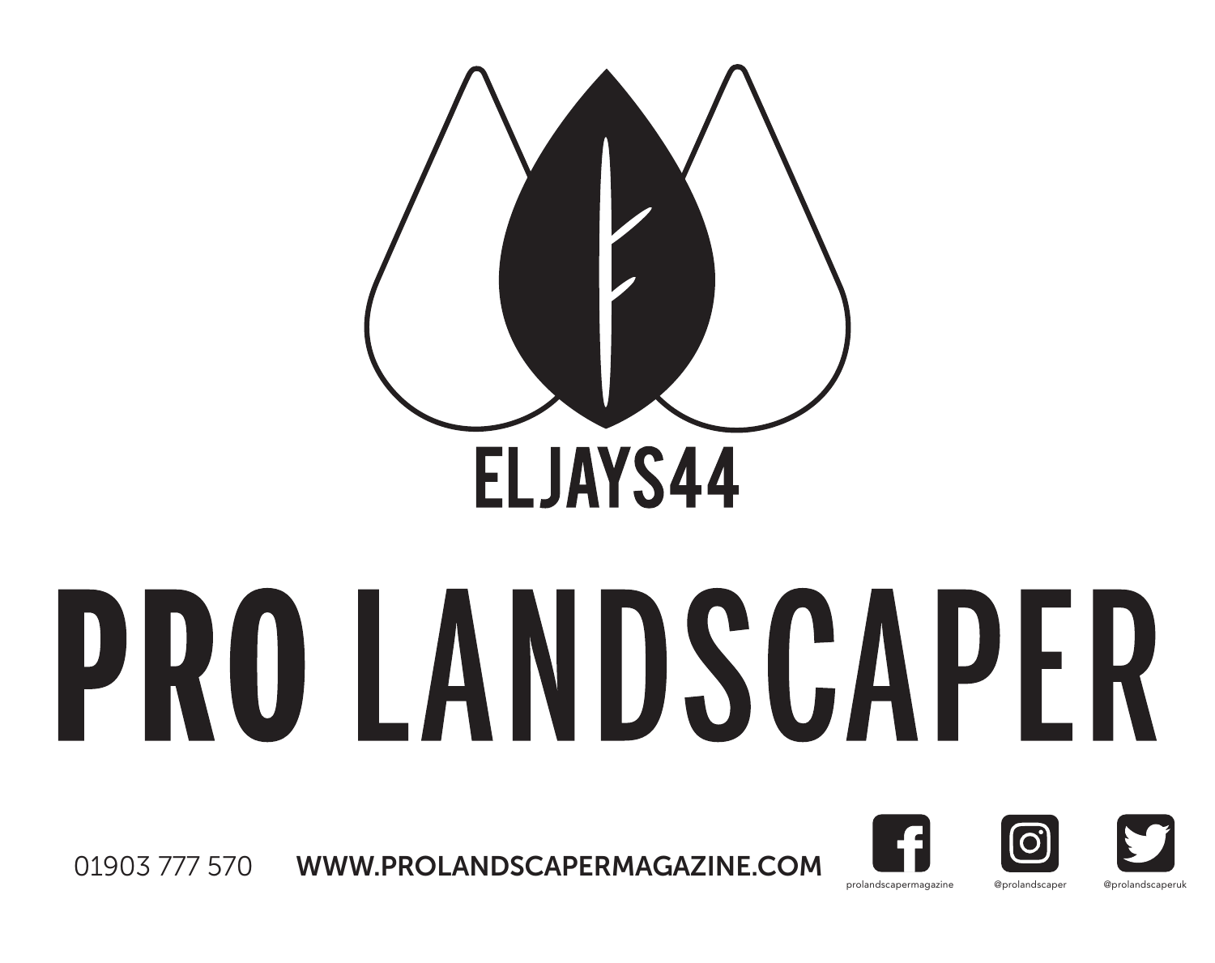ELJAYS44

# PRO LANDSCAPER

01903 777 570 **WWW.PROLANDSCAPERMAGAZINE.COM**

prolandscapermagazine @prolandscaper @prolandscaperuk